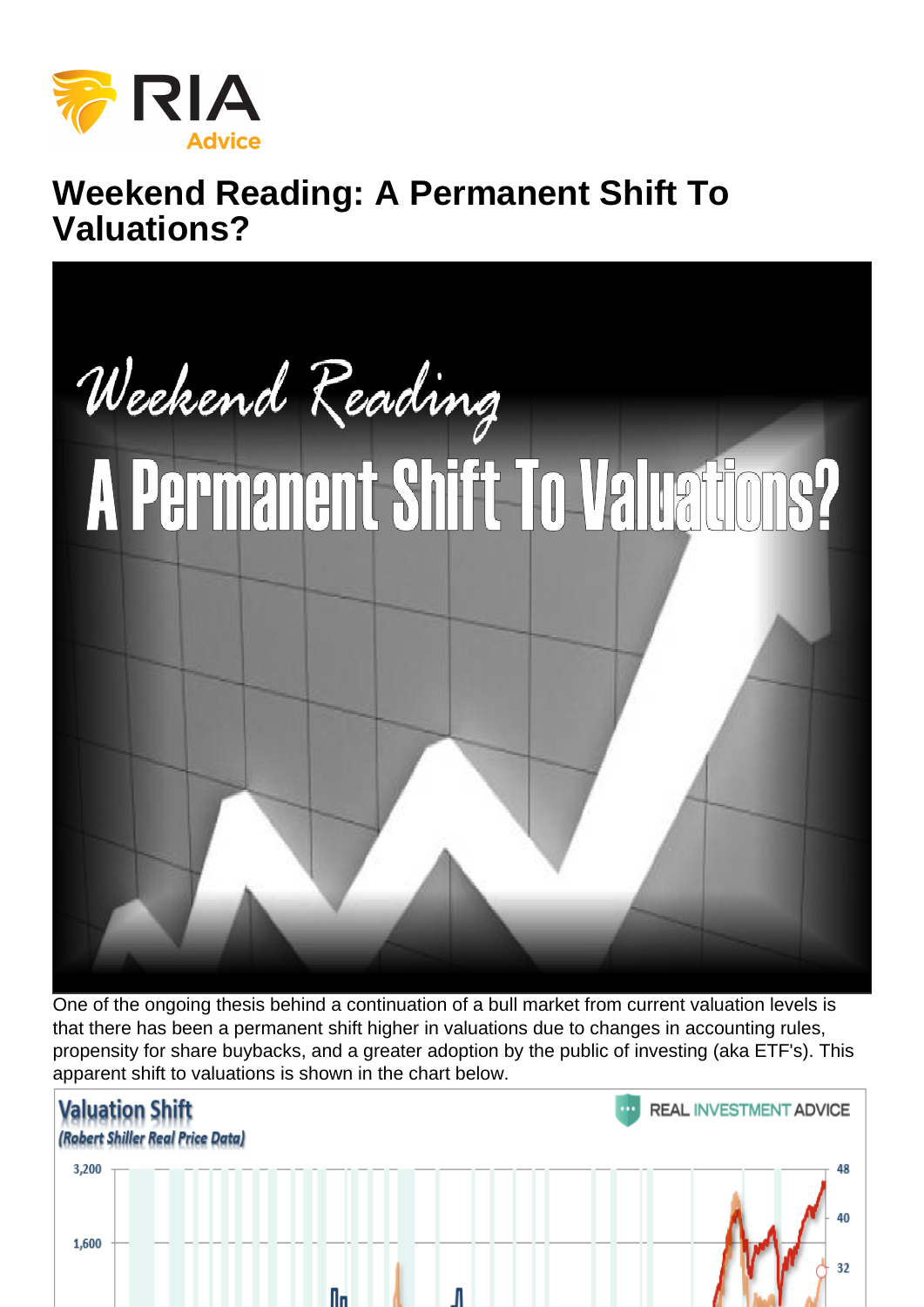# Weekend Reading: A Permanent Shift To Valuations?

One of the ongoing thesis behind a continuation of a bull market from current valuation levels is that there has been a permanent shift higher in valuations due to changes in accounting rules, propensity for share buybacks, and a greater adoption by the public of investing (aka ETF's). This apparent shift to valuations is shown in the chart below.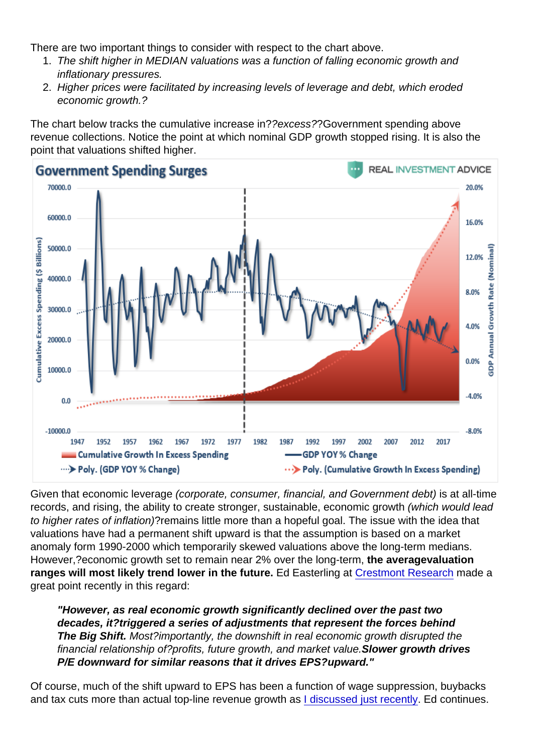There are two important things to consider with respect to the chart above.

1. *The shift higher in MEDIAN valuations was a function of falling economic growth and inflationary pressures.*
2. *Higher prices were facilitated by increasing levels of leverage and debt, which eroded economic growth.?*

The chart below tracks the cumulative increase in??*excess*??Government spending above revenue collections. Notice the point at which nominal GDP growth stopped rising. It is also the point that valuations shifted higher.

Given that economic leverage *(corporate, consumer, financial, and Government debt)* is at all-time records, and rising, the ability to create stronger, sustainable, economic growth *(which would lead to higher rates of inflation)*?remains little more than a hopeful goal. The issue with the idea that valuations have had a permanent shift upward is that the assumption is based on a market anomaly form 1990-2000 which temporarily skewed valuations above the long-term medians. However,?economic growth set to remain near 2% over the long-term, **the averagevaluation ranges will most likely trend lower in the future.** Ed Easterling at Crestmont Research made a great point recently in this regard:

> ***"However, as real economic growth significantly declined over the past two decades, it?triggered a series of adjustments that represent the forces behind The Big Shift.*** *Most?importantly, the downshift in real economic growth disrupted the financial relationship of?profits, future growth, and market value.* ***Slower growth drives P/E downward for similar reasons that it drives EPS?upward."***

Of course, much of the shift upward to EPS has been a function of wage suppression, buybacks and tax cuts more than actual top-line revenue growth as I discussed just recently. Ed continues.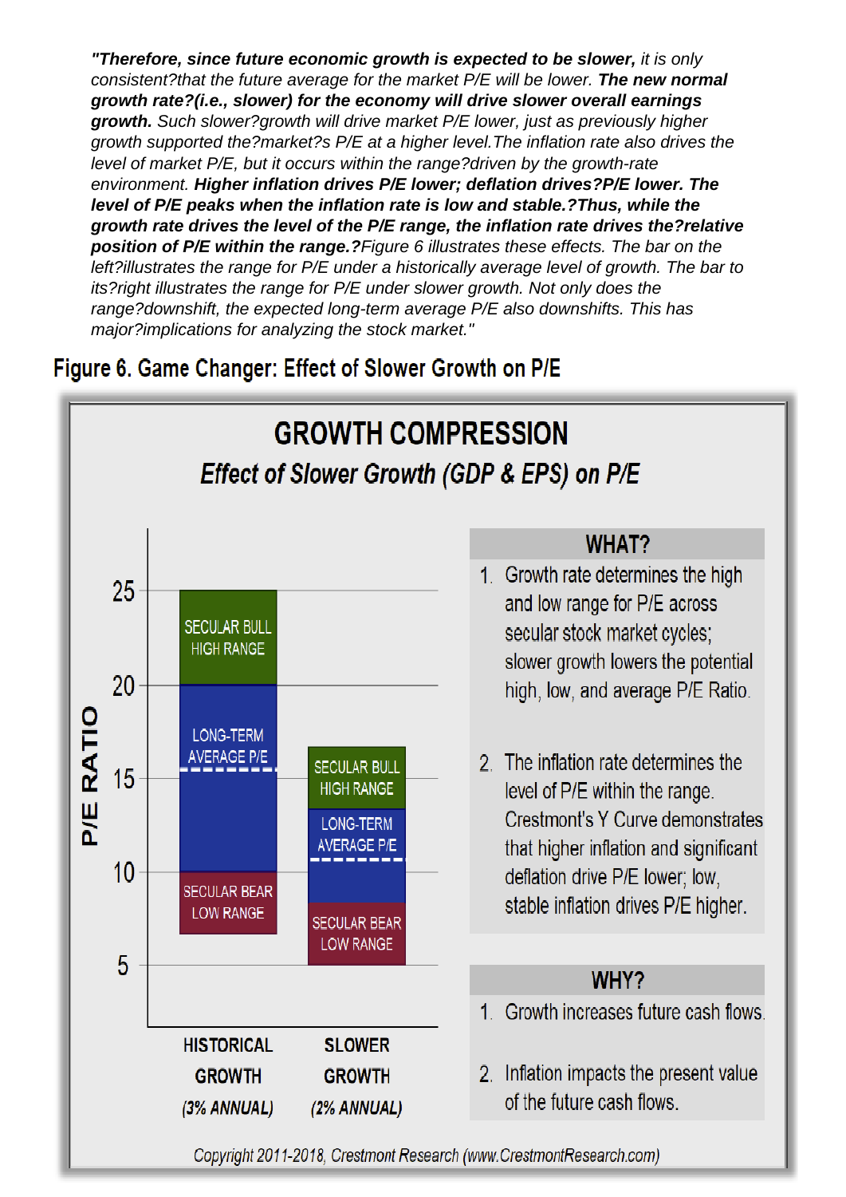***"Therefore, since future economic growth is expected to be slower,** it is only consistent?that the future average for the market P/E will be lower. **The new normal growth rate?(i.e., slower) for the economy will drive slower overall earnings growth.** Such slower?growth will drive market P/E lower, just as previously higher growth supported the?market?s P/E at a higher level.The inflation rate also drives the level of market P/E, but it occurs within the range?driven by the growth-rate environment. **Higher inflation drives P/E lower; deflation drives?P/E lower. The level of P/E peaks when the inflation rate is low and stable.?Thus, while the growth rate drives the level of the P/E range, the inflation rate drives the?relative position of P/E within the range.**?Figure 6 illustrates these effects. The bar on the left?illustrates the range for P/E under a historically average level of growth. The bar to its?right illustrates the range for P/E under slower growth. Not only does the range?downshift, the expected long-term average P/E also downshifts. This has major?implications for analyzing the stock market."*

## Figure 6. Game Changer: Effect of Slower Growth on P/E

**GROWTH COMPRESSION**

*Effect of Slower Growth (GDP & EPS) on P/E*

| P/E RATIO | HISTORICAL GROWTH (3% ANNUAL) | SLOWER GROWTH (2% ANNUAL) |
| --- | --- | --- |
| SECULAR BULL HIGH RANGE | 20–25 | ~13.3–16.7 |
| LONG-TERM AVERAGE P/E | ~15.5 | ~10.3 |
| SECULAR BEAR LOW RANGE | ~6.7–10 | ~5–6.7 |

**WHAT?**

1. Growth rate determines the high and low range for P/E across secular stock market cycles; slower growth lowers the potential high, low, and average P/E Ratio.
2. The inflation rate determines the level of P/E within the range. Crestmont's Y Curve demonstrates that higher inflation and significant deflation drive P/E lower; low, stable inflation drives P/E higher.

**WHY?**

1. Growth increases future cash flows.
2. Inflation impacts the present value of the future cash flows.

Copyright 2011-2018, Crestmont Research (www.CrestmontResearch.com)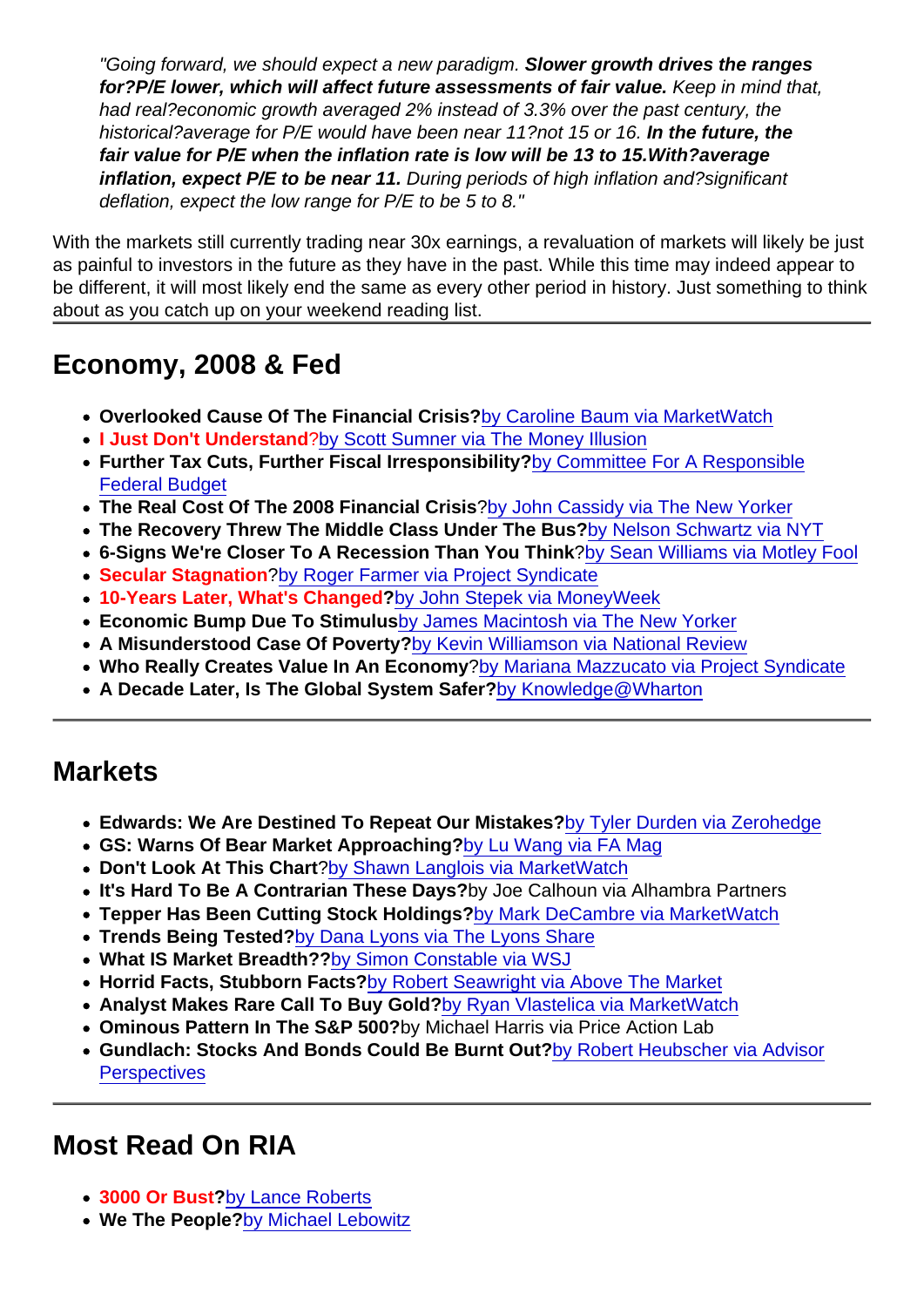> "Going forward, we should expect a new paradigm. **Slower growth drives the ranges for?P/E lower, which will affect future assessments of fair value.** Keep in mind that, had real?economic growth averaged 2% instead of 3.3% over the past century, the historical?average for P/E would have been near 11?not 15 or 16. **In the future, the fair value for P/E when the inflation rate is low will be 13 to 15.With?average inflation, expect P/E to be near 11.** During periods of high inflation and?significant deflation, expect the low range for P/E to be 5 to 8."

With the markets still currently trading near 30x earnings, a revaluation of markets will likely be just as painful to investors in the future as they have in the past. While this time may indeed appear to be different, it will most likely end the same as every other period in history. Just something to think about as you catch up on your weekend reading list.

## Economy, 2008 & Fed

- **Overlooked Cause Of The Financial Crisis?**by Caroline Baum via MarketWatch
- **I Just Don't Understand**?by Scott Sumner via The Money Illusion
- **Further Tax Cuts, Further Fiscal Irresponsibility?**by Committee For A Responsible Federal Budget
- **The Real Cost Of The 2008 Financial Crisis**?by John Cassidy via The New Yorker
- **The Recovery Threw The Middle Class Under The Bus?**by Nelson Schwartz via NYT
- **6-Signs We're Closer To A Recession Than You Think**?by Sean Williams via Motley Fool
- **Secular Stagnation**?by Roger Farmer via Project Syndicate
- **10-Years Later, What's Changed?**by John Stepek via MoneyWeek
- **Economic Bump Due To Stimulus**by James Macintosh via The New Yorker
- **A Misunderstood Case Of Poverty?**by Kevin Williamson via National Review
- **Who Really Creates Value In An Economy**?by Mariana Mazzucato via Project Syndicate
- **A Decade Later, Is The Global System Safer?**by Knowledge@Wharton

## Markets

- **Edwards: We Are Destined To Repeat Our Mistakes?**by Tyler Durden via Zerohedge
- **GS: Warns Of Bear Market Approaching?**by Lu Wang via FA Mag
- **Don't Look At This Chart**?by Shawn Langlois via MarketWatch
- **It's Hard To Be A Contrarian These Days?**by Joe Calhoun via Alhambra Partners
- **Tepper Has Been Cutting Stock Holdings?**by Mark DeCambre via MarketWatch
- **Trends Being Tested?**by Dana Lyons via The Lyons Share
- **What IS Market Breadth??**by Simon Constable via WSJ
- **Horrid Facts, Stubborn Facts?**by Robert Seawright via Above The Market
- **Analyst Makes Rare Call To Buy Gold?**by Ryan Vlastelica via MarketWatch
- **Ominous Pattern In The S&P 500?**by Michael Harris via Price Action Lab
- **Gundlach: Stocks And Bonds Could Be Burnt Out?**by Robert Heubscher via Advisor Perspectives

## Most Read On RIA

- **3000 Or Bust?**by Lance Roberts
- **We The People?**by Michael Lebowitz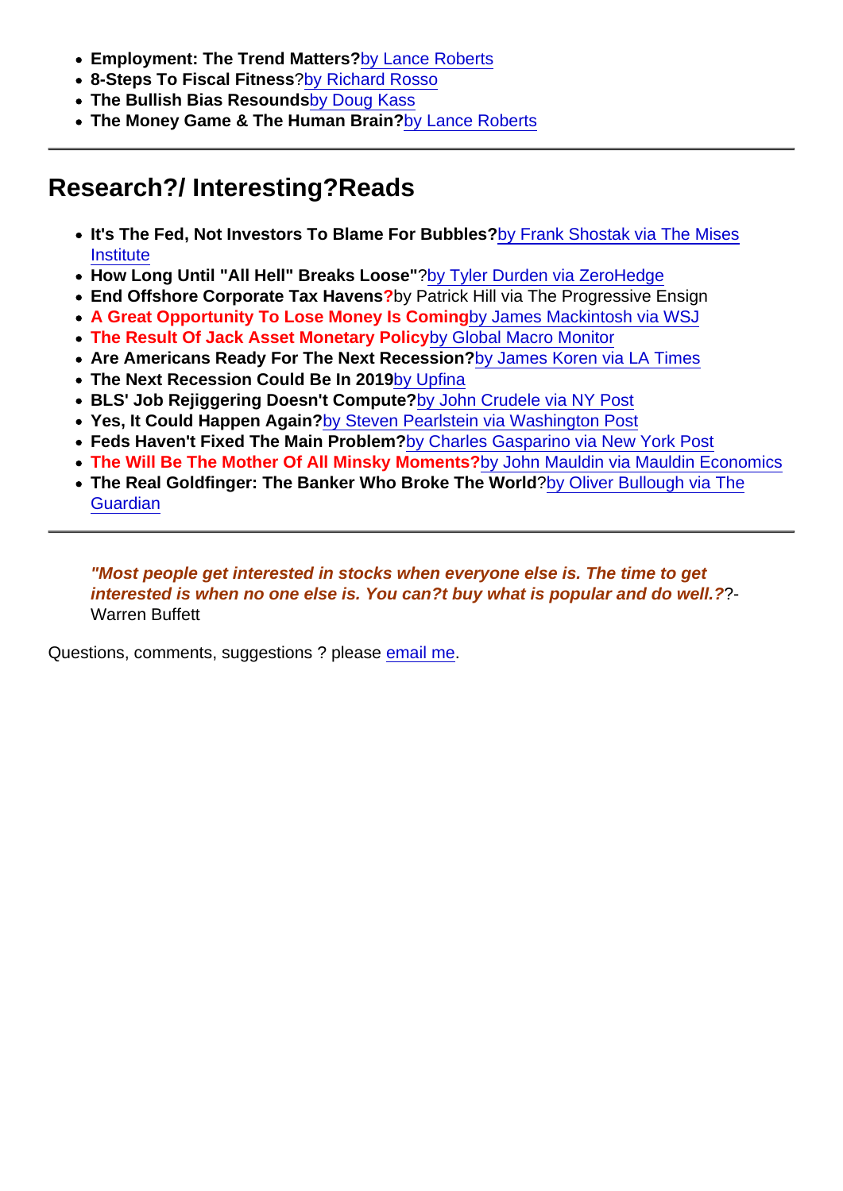- **Employment: The Trend Matters?**by Lance Roberts
- **8-Steps To Fiscal Fitness**?by Richard Rosso
- **The Bullish Bias Resounds**by Doug Kass
- **The Money Game & The Human Brain?**by Lance Roberts

---

## Research?/ Interesting?Reads

- **It's The Fed, Not Investors To Blame For Bubbles?**by Frank Shostak via The Mises Institute
- **How Long Until "All Hell" Breaks Loose"**?by Tyler Durden via ZeroHedge
- **End Offshore Corporate Tax Havens?**by Patrick Hill via The Progressive Ensign
- **A Great Opportunity To Lose Money Is Coming**by James Mackintosh via WSJ
- **The Result Of Jack Asset Monetary Policy**by Global Macro Monitor
- **Are Americans Ready For The Next Recession?**by James Koren via LA Times
- **The Next Recession Could Be In 2019**by Upfina
- **BLS' Job Rejiggering Doesn't Compute?**by John Crudele via NY Post
- **Yes, It Could Happen Again?**by Steven Pearlstein via Washington Post
- **Feds Haven't Fixed The Main Problem?**by Charles Gasparino via New York Post
- **The Will Be The Mother Of All Minsky Moments?**by John Mauldin via Mauldin Economics
- **The Real Goldfinger: The Banker Who Broke The World**?by Oliver Bullough via The Guardian

---

> ***"Most people get interested in stocks when everyone else is. The time to get interested is when no one else is. You can?t buy what is popular and do well.?***?- Warren Buffett

Questions, comments, suggestions ? please email me.